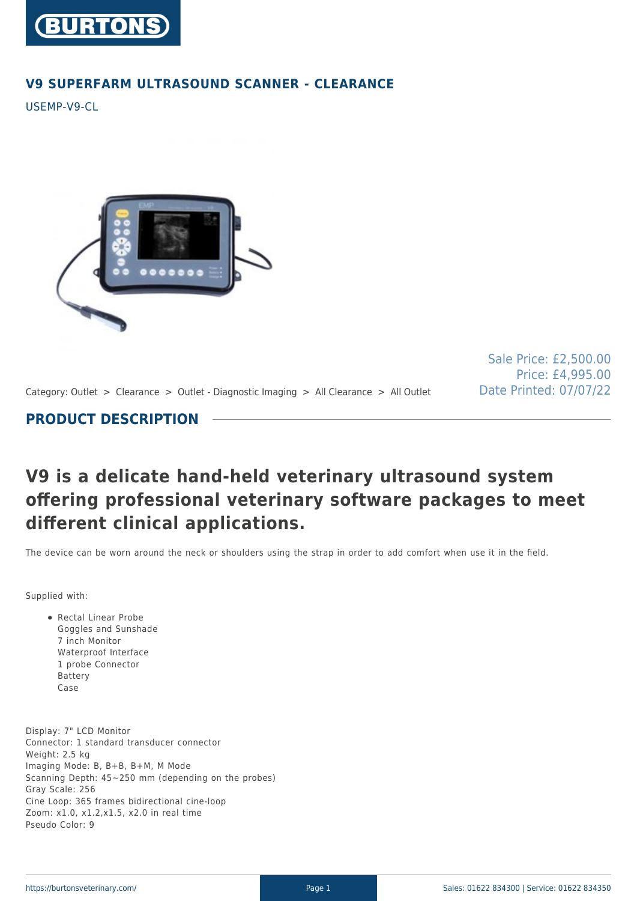# V9 SUPERFARM ULTRASOUND SCANNER - CLEARANCE

USEMP-V9-CL

Sale Price: £2,500.00
Price: £4,995.00
Date Printed: 07/07/22

Category: Outlet > Clearance > Outlet - Diagnostic Imaging > All Clearance > All Outlet

## PRODUCT DESCRIPTION

## V9 is a delicate hand-held veterinary ultrasound system offering professional veterinary software packages to meet different clinical applications.

The device can be worn around the neck or shoulders using the strap in order to add comfort when use it in the field.

Supplied with:

- Rectal Linear Probe
  Goggles and Sunshade
  7 inch Monitor
  Waterproof Interface
  1 probe Connector
  Battery
  Case

Display: 7" LCD Monitor
Connector: 1 standard transducer connector
Weight: 2.5 kg
Imaging Mode: B, B+B, B+M, M Mode
Scanning Depth: 45~250 mm (depending on the probes)
Gray Scale: 256
Cine Loop: 365 frames bidirectional cine-loop
Zoom: x1.0, x1.2,x1.5, x2.0 in real time
Pseudo Color: 9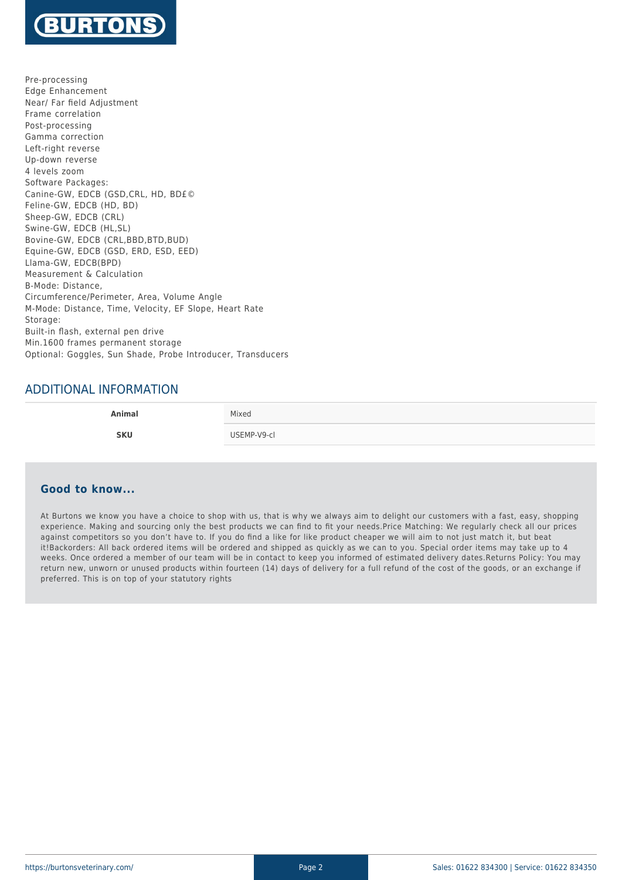Pre-processing
Edge Enhancement
Near/ Far field Adjustment
Frame correlation
Post-processing
Gamma correction
Left-right reverse
Up-down reverse
4 levels zoom
Software Packages:
Canine-GW, EDCB (GSD,CRL, HD, BD£©
Feline-GW, EDCB (HD, BD)
Sheep-GW, EDCB (CRL)
Swine-GW, EDCB (HL,SL)
Bovine-GW, EDCB (CRL,BBD,BTD,BUD)
Equine-GW, EDCB (GSD, ERD, ESD, EED)
Llama-GW, EDCB(BPD)
Measurement & Calculation
B-Mode: Distance,
Circumference/Perimeter, Area, Volume Angle
M-Mode: Distance, Time, Velocity, EF Slope, Heart Rate
Storage:
Built-in flash, external pen drive
Min.1600 frames permanent storage
Optional: Goggles, Sun Shade, Probe Introducer, Transducers

## ADDITIONAL INFORMATION

| | |
|---|---|
| **Animal** | Mixed |
| **SKU** | USEMP-V9-cl |

### Good to know...

At Burtons we know you have a choice to shop with us, that is why we always aim to delight our customers with a fast, easy, shopping experience. Making and sourcing only the best products we can find to fit your needs.Price Matching: We regularly check all our prices against competitors so you don't have to. If you do find a like for like product cheaper we will aim to not just match it, but beat it!Backorders: All back ordered items will be ordered and shipped as quickly as we can to you. Special order items may take up to 4 weeks. Once ordered a member of our team will be in contact to keep you informed of estimated delivery dates.Returns Policy: You may return new, unworn or unused products within fourteen (14) days of delivery for a full refund of the cost of the goods, or an exchange if preferred. This is on top of your statutory rights